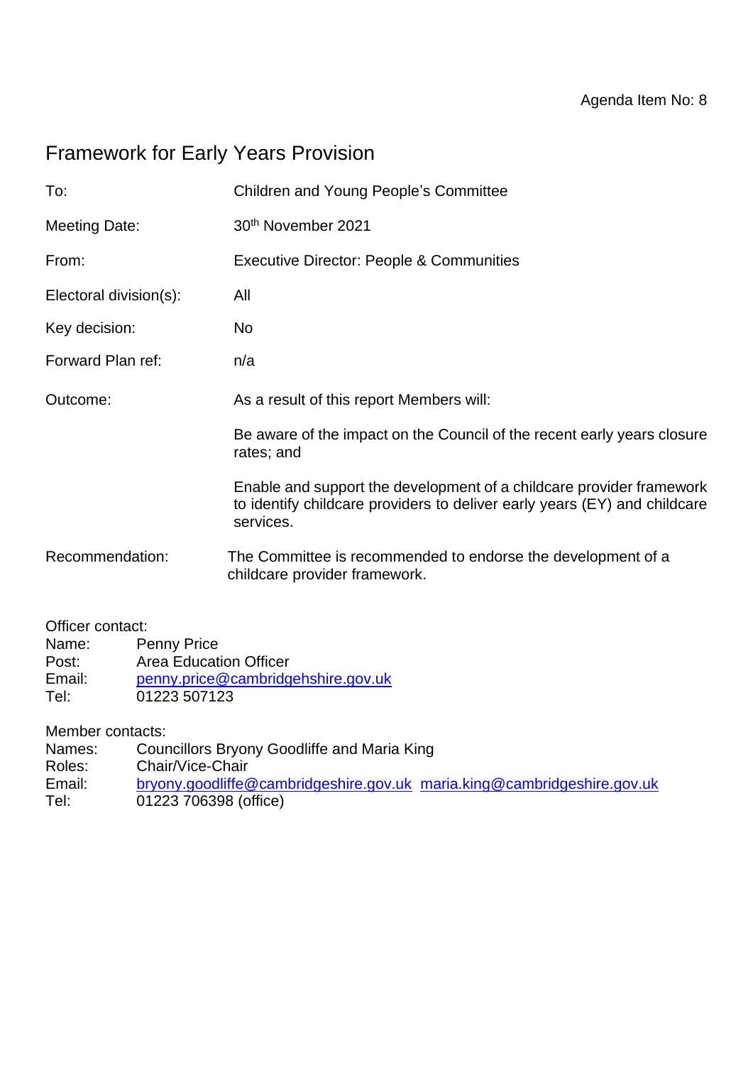Agenda Item No: 8

# Framework for Early Years Provision

To: Children and Young People's Committee

Meeting Date: 30th November 2021

From: Executive Director: People & Communities

Electoral division(s): All

Key decision: No

Forward Plan ref: n/a

Outcome: As a result of this report Members will:

Be aware of the impact on the Council of the recent early years closure rates; and

Enable and support the development of a childcare provider framework to identify childcare providers to deliver early years (EY) and childcare services.

Recommendation: The Committee is recommended to endorse the development of a childcare provider framework.

Officer contact:
Name: Penny Price
Post: Area Education Officer
Email: penny.price@cambridgehshire.gov.uk
Tel: 01223 507123

Member contacts:
Names: Councillors Bryony Goodliffe and Maria King
Roles: Chair/Vice-Chair
Email: bryony.goodliffe@cambridgeshire.gov.uk maria.king@cambridgeshire.gov.uk
Tel: 01223 706398 (office)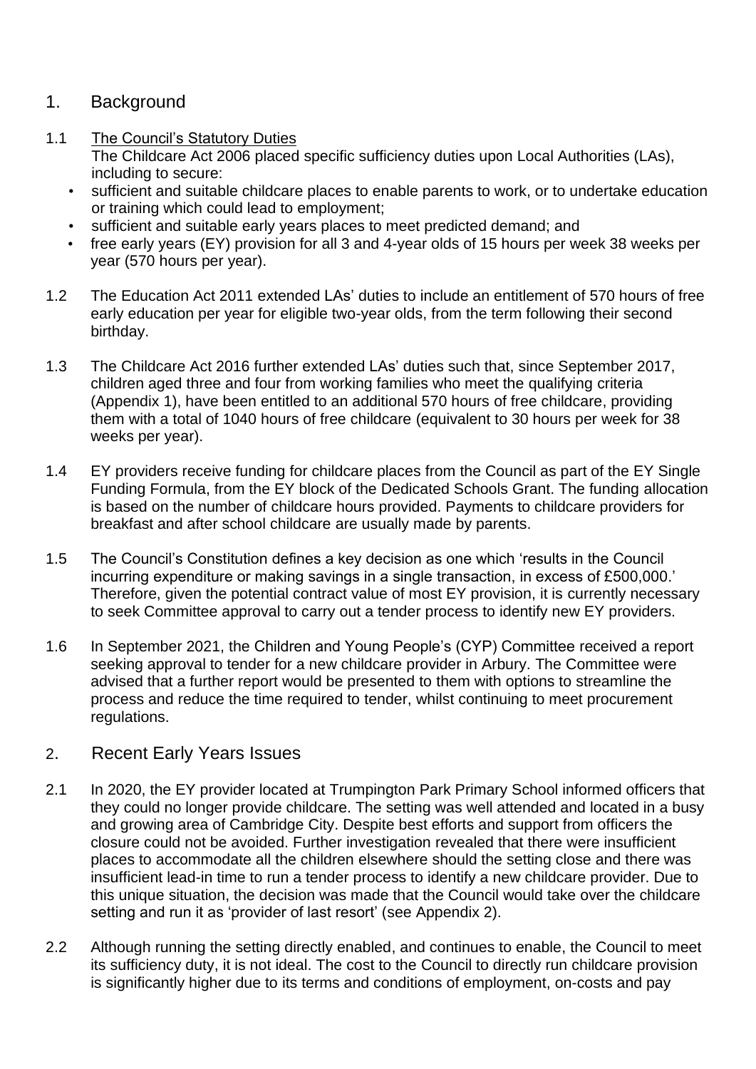## 1. Background

1.1 The Council's Statutory Duties

The Childcare Act 2006 placed specific sufficiency duties upon Local Authorities (LAs), including to secure:

- sufficient and suitable childcare places to enable parents to work, or to undertake education or training which could lead to employment;
- sufficient and suitable early years places to meet predicted demand; and
- free early years (EY) provision for all 3 and 4-year olds of 15 hours per week 38 weeks per year (570 hours per year).

1.2 The Education Act 2011 extended LAs' duties to include an entitlement of 570 hours of free early education per year for eligible two-year olds, from the term following their second birthday.

1.3 The Childcare Act 2016 further extended LAs' duties such that, since September 2017, children aged three and four from working families who meet the qualifying criteria (Appendix 1), have been entitled to an additional 570 hours of free childcare, providing them with a total of 1040 hours of free childcare (equivalent to 30 hours per week for 38 weeks per year).

1.4 EY providers receive funding for childcare places from the Council as part of the EY Single Funding Formula, from the EY block of the Dedicated Schools Grant. The funding allocation is based on the number of childcare hours provided. Payments to childcare providers for breakfast and after school childcare are usually made by parents.

1.5 The Council's Constitution defines a key decision as one which 'results in the Council incurring expenditure or making savings in a single transaction, in excess of £500,000.' Therefore, given the potential contract value of most EY provision, it is currently necessary to seek Committee approval to carry out a tender process to identify new EY providers.

1.6 In September 2021, the Children and Young People's (CYP) Committee received a report seeking approval to tender for a new childcare provider in Arbury. The Committee were advised that a further report would be presented to them with options to streamline the process and reduce the time required to tender, whilst continuing to meet procurement regulations.

## 2. Recent Early Years Issues

2.1 In 2020, the EY provider located at Trumpington Park Primary School informed officers that they could no longer provide childcare. The setting was well attended and located in a busy and growing area of Cambridge City. Despite best efforts and support from officers the closure could not be avoided. Further investigation revealed that there were insufficient places to accommodate all the children elsewhere should the setting close and there was insufficient lead-in time to run a tender process to identify a new childcare provider. Due to this unique situation, the decision was made that the Council would take over the childcare setting and run it as 'provider of last resort' (see Appendix 2).

2.2 Although running the setting directly enabled, and continues to enable, the Council to meet its sufficiency duty, it is not ideal. The cost to the Council to directly run childcare provision is significantly higher due to its terms and conditions of employment, on-costs and pay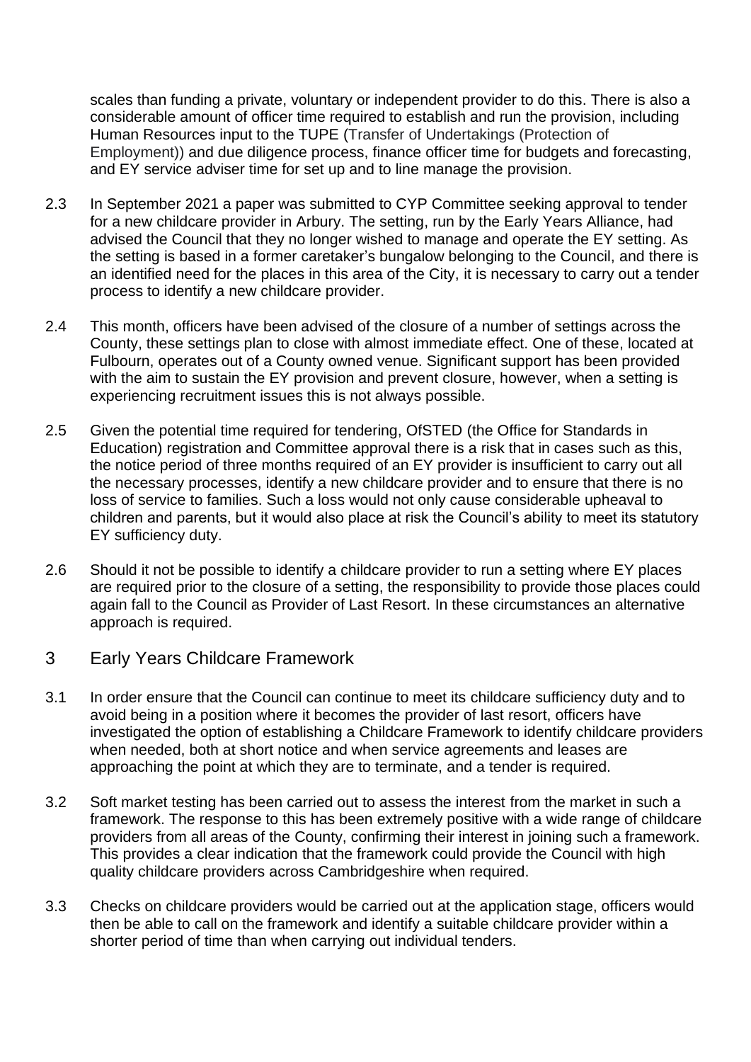scales than funding a private, voluntary or independent provider to do this. There is also a considerable amount of officer time required to establish and run the provision, including Human Resources input to the TUPE (Transfer of Undertakings (Protection of Employment)) and due diligence process, finance officer time for budgets and forecasting, and EY service adviser time for set up and to line manage the provision.

2.3 In September 2021 a paper was submitted to CYP Committee seeking approval to tender for a new childcare provider in Arbury. The setting, run by the Early Years Alliance, had advised the Council that they no longer wished to manage and operate the EY setting. As the setting is based in a former caretaker's bungalow belonging to the Council, and there is an identified need for the places in this area of the City, it is necessary to carry out a tender process to identify a new childcare provider.

2.4 This month, officers have been advised of the closure of a number of settings across the County, these settings plan to close with almost immediate effect. One of these, located at Fulbourn, operates out of a County owned venue. Significant support has been provided with the aim to sustain the EY provision and prevent closure, however, when a setting is experiencing recruitment issues this is not always possible.

2.5 Given the potential time required for tendering, OfSTED (the Office for Standards in Education) registration and Committee approval there is a risk that in cases such as this, the notice period of three months required of an EY provider is insufficient to carry out all the necessary processes, identify a new childcare provider and to ensure that there is no loss of service to families. Such a loss would not only cause considerable upheaval to children and parents, but it would also place at risk the Council's ability to meet its statutory EY sufficiency duty.

2.6 Should it not be possible to identify a childcare provider to run a setting where EY places are required prior to the closure of a setting, the responsibility to provide those places could again fall to the Council as Provider of Last Resort. In these circumstances an alternative approach is required.

## 3 Early Years Childcare Framework

3.1 In order ensure that the Council can continue to meet its childcare sufficiency duty and to avoid being in a position where it becomes the provider of last resort, officers have investigated the option of establishing a Childcare Framework to identify childcare providers when needed, both at short notice and when service agreements and leases are approaching the point at which they are to terminate, and a tender is required.

3.2 Soft market testing has been carried out to assess the interest from the market in such a framework. The response to this has been extremely positive with a wide range of childcare providers from all areas of the County, confirming their interest in joining such a framework. This provides a clear indication that the framework could provide the Council with high quality childcare providers across Cambridgeshire when required.

3.3 Checks on childcare providers would be carried out at the application stage, officers would then be able to call on the framework and identify a suitable childcare provider within a shorter period of time than when carrying out individual tenders.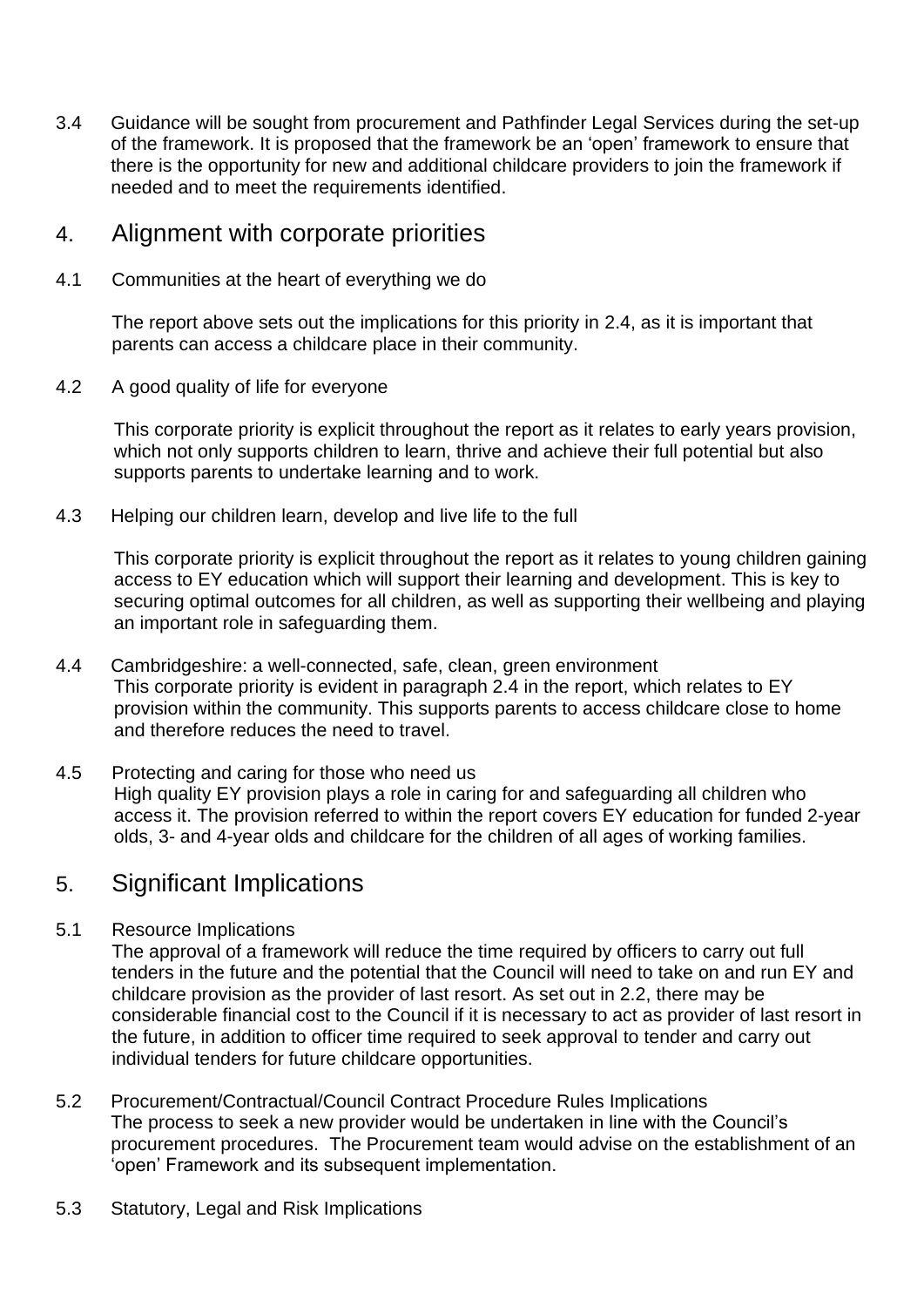3.4 Guidance will be sought from procurement and Pathfinder Legal Services during the set-up of the framework. It is proposed that the framework be an 'open' framework to ensure that there is the opportunity for new and additional childcare providers to join the framework if needed and to meet the requirements identified.

## 4. Alignment with corporate priorities

4.1 Communities at the heart of everything we do

The report above sets out the implications for this priority in 2.4, as it is important that parents can access a childcare place in their community.

4.2 A good quality of life for everyone

This corporate priority is explicit throughout the report as it relates to early years provision, which not only supports children to learn, thrive and achieve their full potential but also supports parents to undertake learning and to work.

4.3 Helping our children learn, develop and live life to the full

This corporate priority is explicit throughout the report as it relates to young children gaining access to EY education which will support their learning and development. This is key to securing optimal outcomes for all children, as well as supporting their wellbeing and playing an important role in safeguarding them.

4.4 Cambridgeshire: a well-connected, safe, clean, green environment

This corporate priority is evident in paragraph 2.4 in the report, which relates to EY provision within the community. This supports parents to access childcare close to home and therefore reduces the need to travel.

4.5 Protecting and caring for those who need us

High quality EY provision plays a role in caring for and safeguarding all children who access it. The provision referred to within the report covers EY education for funded 2-year olds, 3- and 4-year olds and childcare for the children of all ages of working families.

## 5. Significant Implications

5.1 Resource Implications

The approval of a framework will reduce the time required by officers to carry out full tenders in the future and the potential that the Council will need to take on and run EY and childcare provision as the provider of last resort. As set out in 2.2, there may be considerable financial cost to the Council if it is necessary to act as provider of last resort in the future, in addition to officer time required to seek approval to tender and carry out individual tenders for future childcare opportunities.

5.2 Procurement/Contractual/Council Contract Procedure Rules Implications

The process to seek a new provider would be undertaken in line with the Council's procurement procedures. The Procurement team would advise on the establishment of an 'open' Framework and its subsequent implementation.

5.3 Statutory, Legal and Risk Implications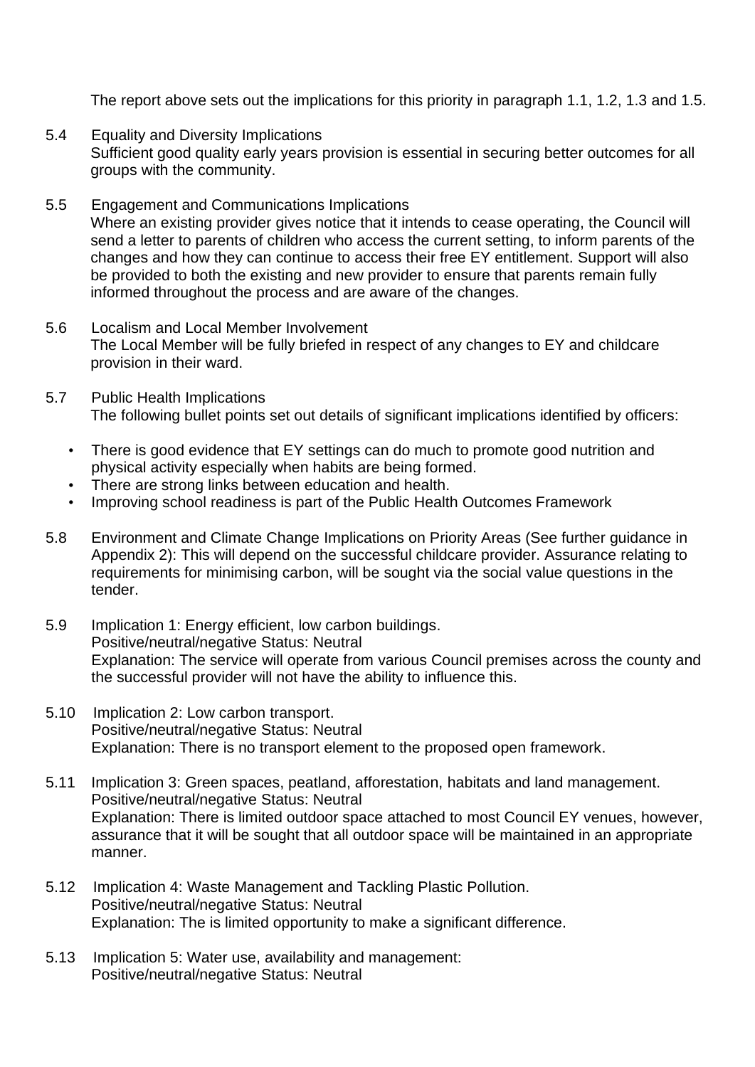The report above sets out the implications for this priority in paragraph 1.1, 1.2, 1.3 and 1.5.

5.4 Equality and Diversity Implications
Sufficient good quality early years provision is essential in securing better outcomes for all groups with the community.

5.5 Engagement and Communications Implications
Where an existing provider gives notice that it intends to cease operating, the Council will send a letter to parents of children who access the current setting, to inform parents of the changes and how they can continue to access their free EY entitlement. Support will also be provided to both the existing and new provider to ensure that parents remain fully informed throughout the process and are aware of the changes.

5.6 Localism and Local Member Involvement
The Local Member will be fully briefed in respect of any changes to EY and childcare provision in their ward.

5.7 Public Health Implications
The following bullet points set out details of significant implications identified by officers:

- There is good evidence that EY settings can do much to promote good nutrition and physical activity especially when habits are being formed.
- There are strong links between education and health.
- Improving school readiness is part of the Public Health Outcomes Framework

5.8 Environment and Climate Change Implications on Priority Areas (See further guidance in Appendix 2): This will depend on the successful childcare provider. Assurance relating to requirements for minimising carbon, will be sought via the social value questions in the tender.

5.9 Implication 1: Energy efficient, low carbon buildings.
Positive/neutral/negative Status: Neutral
Explanation: The service will operate from various Council premises across the county and the successful provider will not have the ability to influence this.

5.10 Implication 2: Low carbon transport.
Positive/neutral/negative Status: Neutral
Explanation: There is no transport element to the proposed open framework.

5.11 Implication 3: Green spaces, peatland, afforestation, habitats and land management.
Positive/neutral/negative Status: Neutral
Explanation: There is limited outdoor space attached to most Council EY venues, however, assurance that it will be sought that all outdoor space will be maintained in an appropriate manner.

5.12 Implication 4: Waste Management and Tackling Plastic Pollution.
Positive/neutral/negative Status: Neutral
Explanation: The is limited opportunity to make a significant difference.

5.13 Implication 5: Water use, availability and management:
Positive/neutral/negative Status: Neutral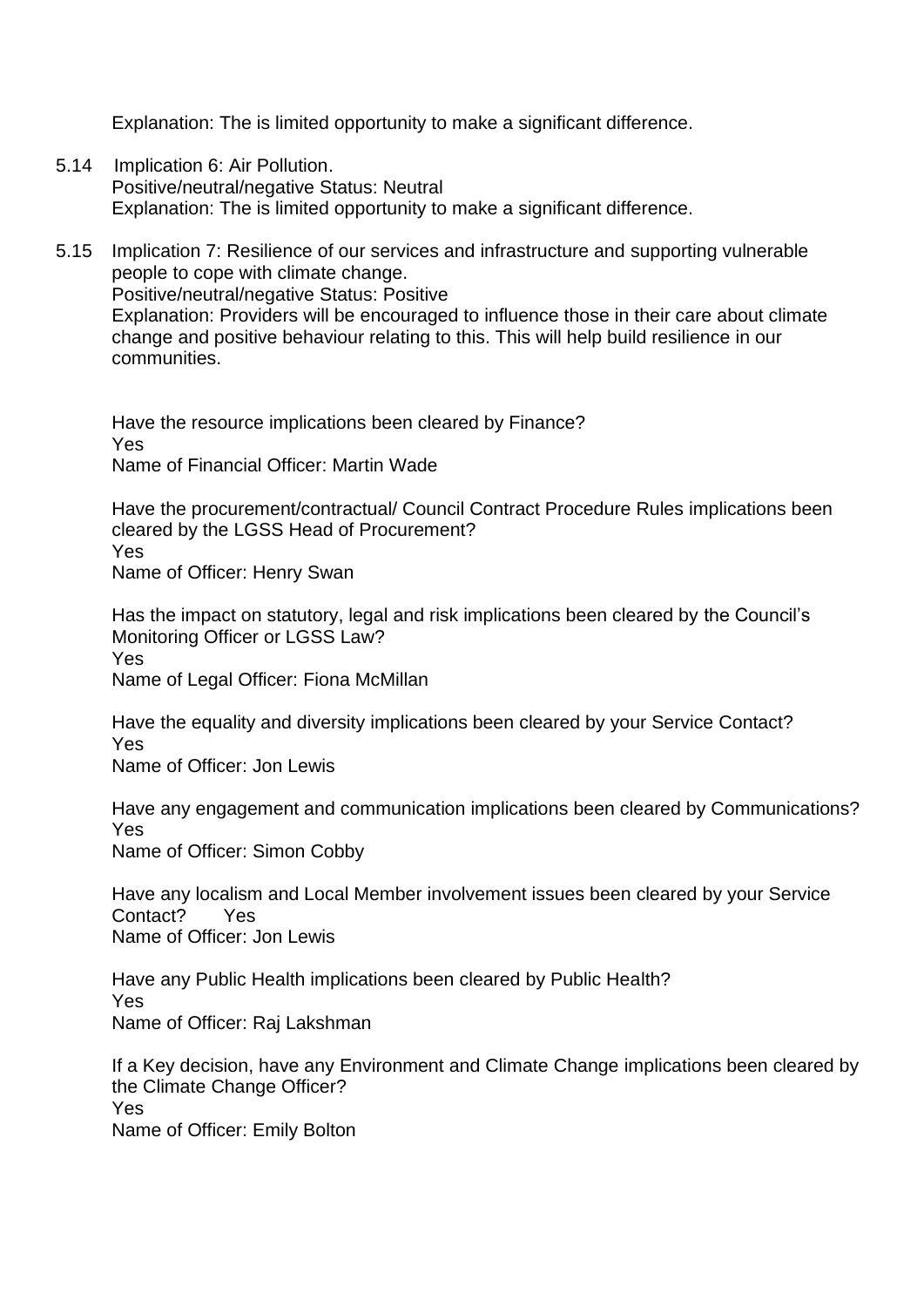Explanation: The is limited opportunity to make a significant difference.

5.14 Implication 6: Air Pollution.
Positive/neutral/negative Status: Neutral
Explanation: The is limited opportunity to make a significant difference.

5.15 Implication 7: Resilience of our services and infrastructure and supporting vulnerable people to cope with climate change.
Positive/neutral/negative Status: Positive
Explanation: Providers will be encouraged to influence those in their care about climate change and positive behaviour relating to this. This will help build resilience in our communities.

Have the resource implications been cleared by Finance?
Yes
Name of Financial Officer: Martin Wade

Have the procurement/contractual/ Council Contract Procedure Rules implications been cleared by the LGSS Head of Procurement?
Yes
Name of Officer: Henry Swan

Has the impact on statutory, legal and risk implications been cleared by the Council's Monitoring Officer or LGSS Law?
Yes
Name of Legal Officer: Fiona McMillan

Have the equality and diversity implications been cleared by your Service Contact?
Yes
Name of Officer: Jon Lewis

Have any engagement and communication implications been cleared by Communications?
Yes
Name of Officer: Simon Cobby

Have any localism and Local Member involvement issues been cleared by your Service Contact? Yes
Name of Officer: Jon Lewis

Have any Public Health implications been cleared by Public Health?
Yes
Name of Officer: Raj Lakshman

If a Key decision, have any Environment and Climate Change implications been cleared by the Climate Change Officer?
Yes
Name of Officer: Emily Bolton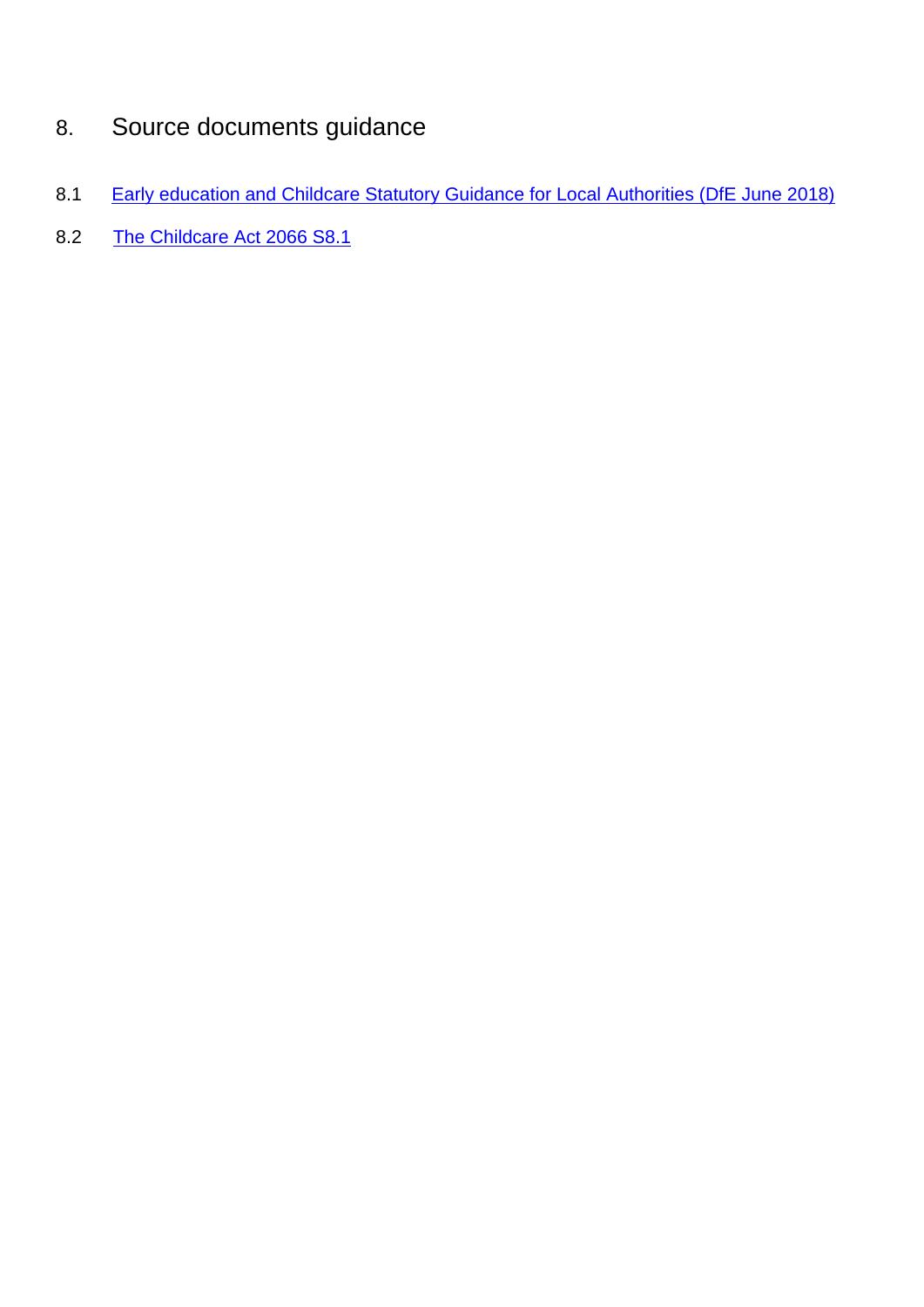## 8. Source documents guidance

8.1 [Early education and Childcare Statutory Guidance for Local Authorities (DfE June 2018)]

8.2 [The Childcare Act 2066 S8.1]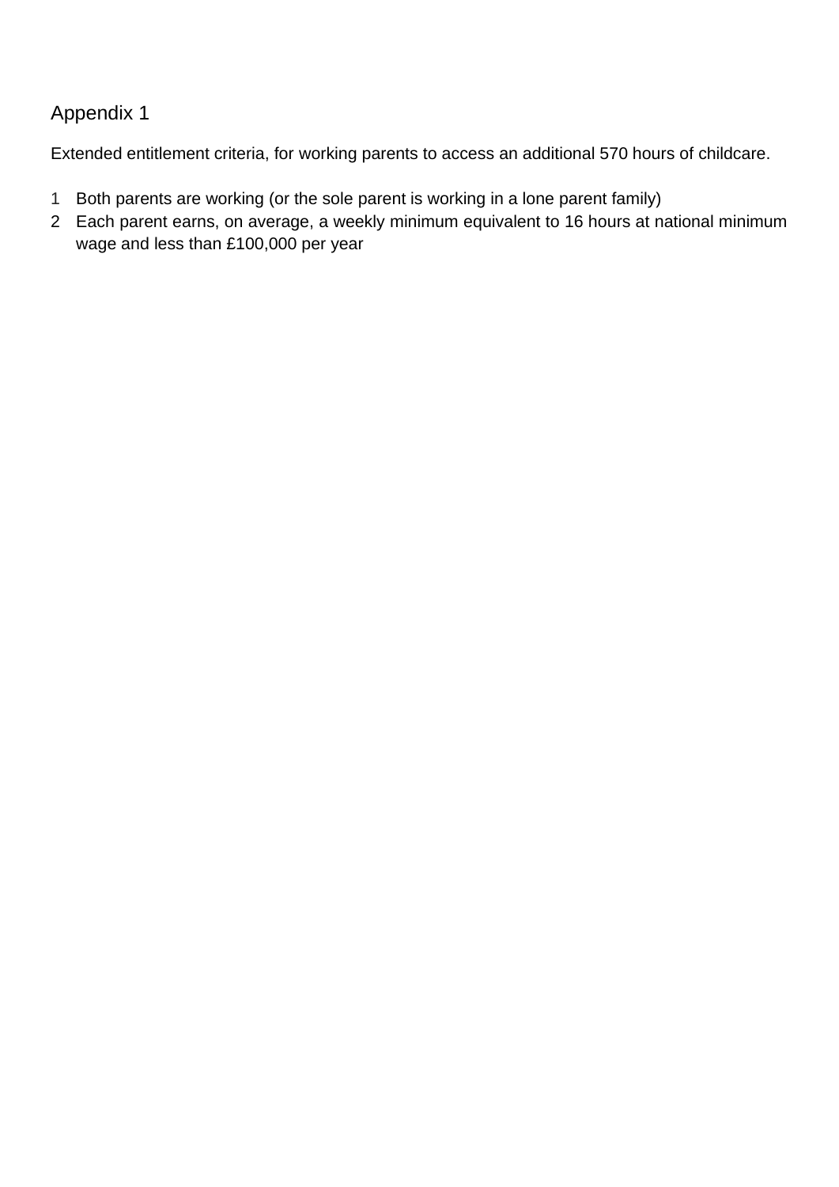# Appendix 1

Extended entitlement criteria, for working parents to access an additional 570 hours of childcare.

1. Both parents are working (or the sole parent is working in a lone parent family)
2. Each parent earns, on average, a weekly minimum equivalent to 16 hours at national minimum wage and less than £100,000 per year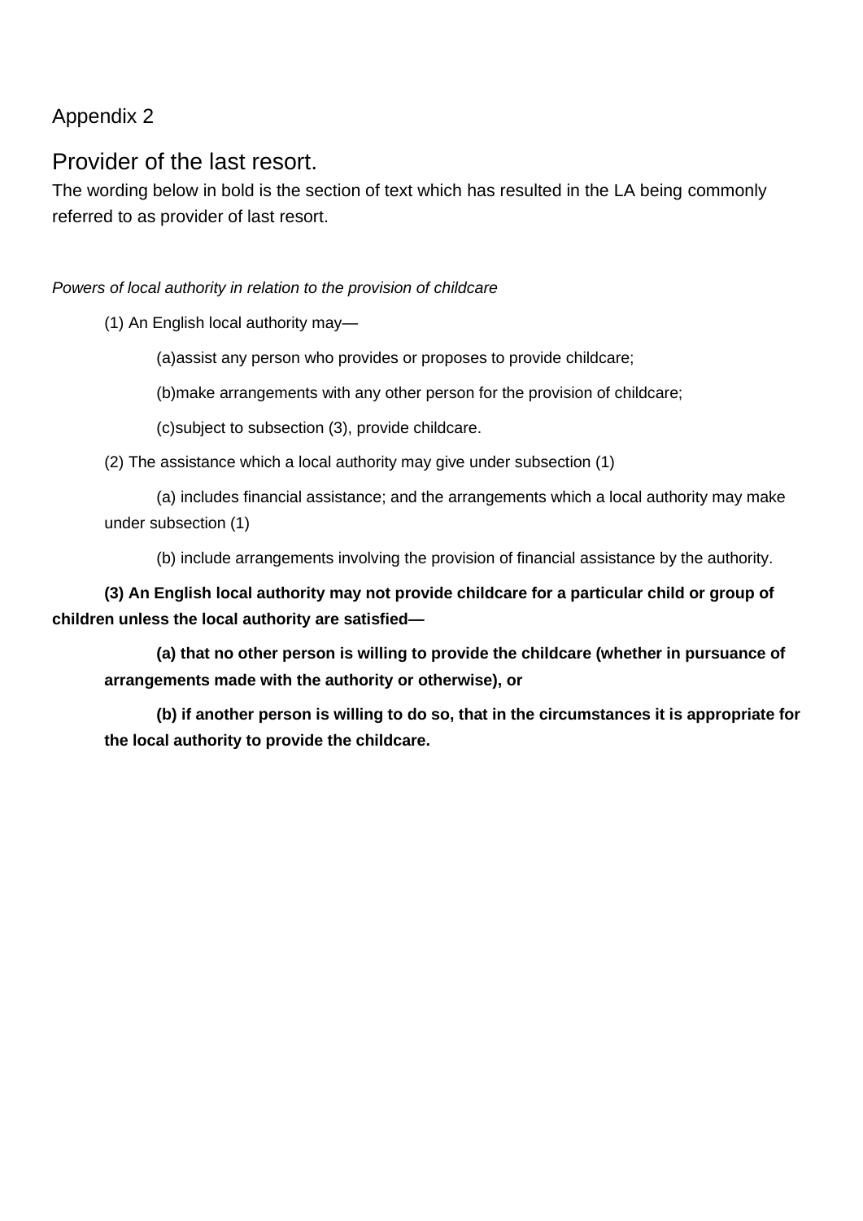Appendix 2

## Provider of the last resort.

The wording below in bold is the section of text which has resulted in the LA being commonly referred to as provider of last resort.

*Powers of local authority in relation to the provision of childcare*

(1) An English local authority may—

(a)assist any person who provides or proposes to provide childcare;

(b)make arrangements with any other person for the provision of childcare;

(c)subject to subsection (3), provide childcare.

(2) The assistance which a local authority may give under subsection (1)

(a) includes financial assistance; and the arrangements which a local authority may make under subsection (1)

(b) include arrangements involving the provision of financial assistance by the authority.

**(3) An English local authority may not provide childcare for a particular child or group of children unless the local authority are satisfied—**

**(a) that no other person is willing to provide the childcare (whether in pursuance of arrangements made with the authority or otherwise), or**

**(b) if another person is willing to do so, that in the circumstances it is appropriate for the local authority to provide the childcare.**